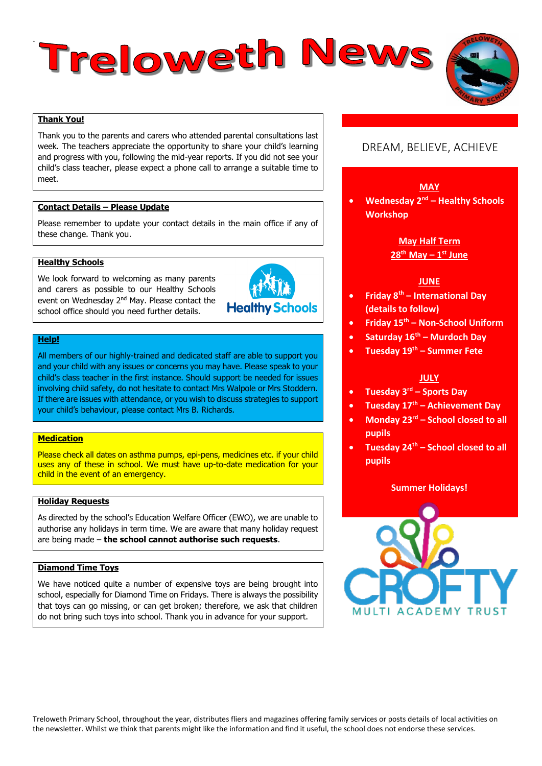# Treloweth News

### Thank You!

Thank you to the parents and carers who attended parental consultations last week. The teachers appreciate the opportunity to share your child's learning and progress with you, following the mid-year reports. If you did not see your child's class teacher, please expect a phone call to arrange a suitable time to meet.

### Contact Details – Please Update

Please remember to update your contact details in the main office if any of these change. Thank you.

### Healthy Schools

We look forward to welcoming as many parents and carers as possible to our Healthy Schools event on Wednesday 2nd May. Please contact the school office should you need further details.

### Help!

All members of our highly-trained and dedicated staff are able to support you and your child with any issues or concerns you may have. Please speak to your child's class teacher in the first instance. Should support be needed for issues involving child safety, do not hesitate to contact Mrs Walpole or Mrs Stoddern. If there are issues with attendance, or you wish to discuss strategies to support your child's behaviour, please contact Mrs B. Richards.

### Medication

Please check all dates on asthma pumps, epi-pens, medicines etc. if your child uses any of these in school. We must have up-to-date medication for your child in the event of an emergency.

### Holiday Requests

As directed by the school's Education Welfare Officer (EWO), we are unable to authorise any holidays in term time. We are aware that many holiday request are being made – **the school cannot authorise such requests**.

### Diamond Time Toys

We have noticed quite a number of expensive toys are being brought into school, especially for Diamond Time on Fridays. There is always the possibility that toys can go missing, or can get broken; therefore, we ask that children do not bring such toys into school. Thank you in advance for your support.

## DREAM, BELIEVE, ACHIEVE

### MAY

- **Wednesday 2nd – Healthy Schools Workshop**

**May Half Term**
**28th May – 1st June**

### JUNE

- **Friday 8th – International Day (details to follow)**
- **Friday 15th – Non-School Uniform**
- **Saturday 16th – Murdoch Day**
- **Tuesday 19th – Summer Fete**

### JULY

- **Tuesday 3rd – Sports Day**
- **Tuesday 17th – Achievement Day**
- **Monday 23rd – School closed to all pupils**
- **Tuesday 24th – School closed to all pupils**

**Summer Holidays!**

CROFTY MULTI ACADEMY TRUST

Treloweth Primary School, throughout the year, distributes fliers and magazines offering family services or posts details of local activities on the newsletter. Whilst we think that parents might like the information and find it useful, the school does not endorse these services.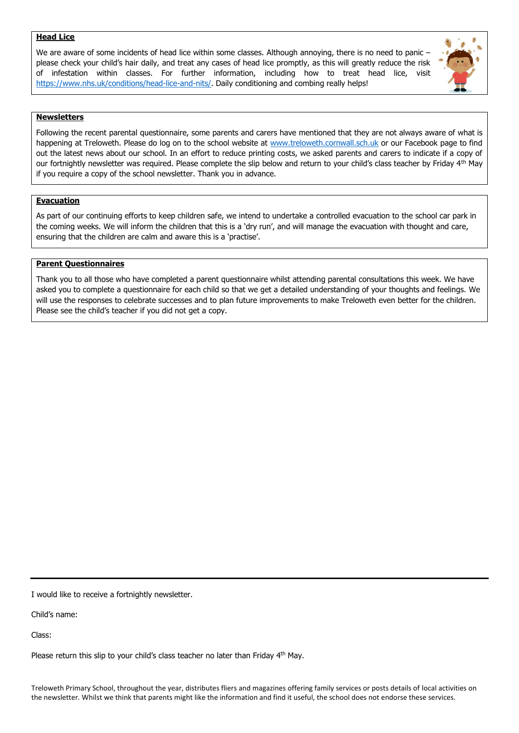**Head Lice**

We are aware of some incidents of head lice within some classes. Although annoying, there is no need to panic – please check your child's hair daily, and treat any cases of head lice promptly, as this will greatly reduce the risk of infestation within classes. For further information, including how to treat head lice, visit https://www.nhs.uk/conditions/head-lice-and-nits/. Daily conditioning and combing really helps!

**Newsletters**

Following the recent parental questionnaire, some parents and carers have mentioned that they are not always aware of what is happening at Treloweth. Please do log on to the school website at www.treloweth.cornwall.sch.uk or our Facebook page to find out the latest news about our school. In an effort to reduce printing costs, we asked parents and carers to indicate if a copy of our fortnightly newsletter was required. Please complete the slip below and return to your child's class teacher by Friday 4th May if you require a copy of the school newsletter. Thank you in advance.

**Evacuation**

As part of our continuing efforts to keep children safe, we intend to undertake a controlled evacuation to the school car park in the coming weeks. We will inform the children that this is a 'dry run', and will manage the evacuation with thought and care, ensuring that the children are calm and aware this is a 'practise'.

**Parent Questionnaires**

Thank you to all those who have completed a parent questionnaire whilst attending parental consultations this week. We have asked you to complete a questionnaire for each child so that we get a detailed understanding of your thoughts and feelings. We will use the responses to celebrate successes and to plan future improvements to make Treloweth even better for the children. Please see the child's teacher if you did not get a copy.

---

I would like to receive a fortnightly newsletter.

Child's name:

Class:

Please return this slip to your child's class teacher no later than Friday 4th May.

Treloweth Primary School, throughout the year, distributes fliers and magazines offering family services or posts details of local activities on the newsletter. Whilst we think that parents might like the information and find it useful, the school does not endorse these services.